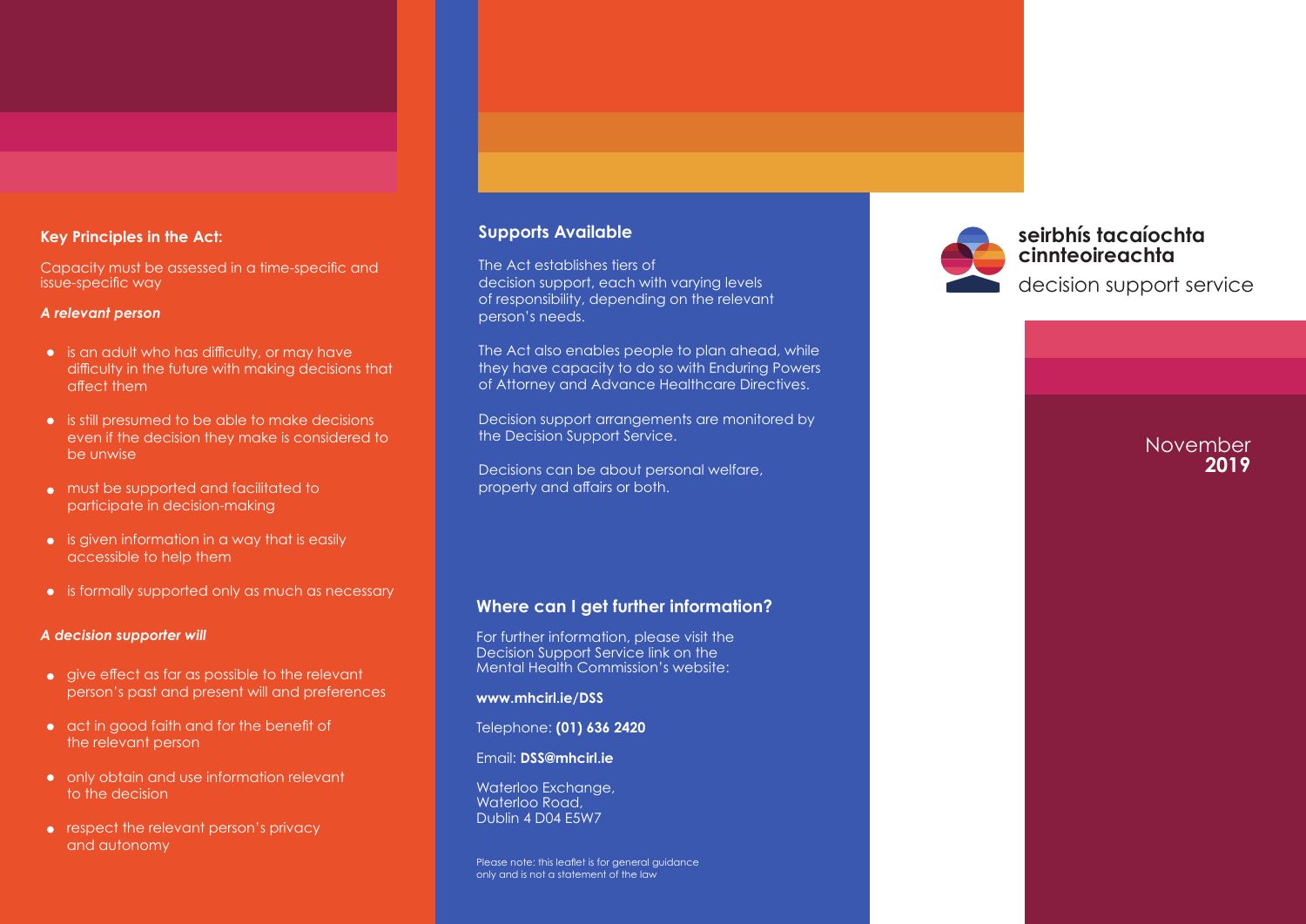## Key Principles in the Act:

Capacity must be assessed in a time-specific and issue-specific way

***A relevant person***

- is an adult who has difficulty, or may have difficulty in the future with making decisions that affect them
- is still presumed to be able to make decisions even if the decision they make is considered to be unwise
- must be supported and facilitated to participate in decision-making
- is given information in a way that is easily accessible to help them
- is formally supported only as much as necessary

***A decision supporter will***

- give effect as far as possible to the relevant person's past and present will and preferences
- act in good faith and for the benefit of the relevant person
- only obtain and use information relevant to the decision
- respect the relevant person's privacy and autonomy

## Supports Available

The Act establishes tiers of decision support, each with varying levels of responsibility, depending on the relevant person's needs.

The Act also enables people to plan ahead, while they have capacity to do so with Enduring Powers of Attorney and Advance Healthcare Directives.

Decision support arrangements are monitored by the Decision Support Service.

Decisions can be about personal welfare, property and affairs or both.

## Where can I get further information?

For further information, please visit the Decision Support Service link on the Mental Health Commission's website:

**www.mhcirl.ie/DSS**

Telephone: **(01) 636 2420**

Email: **DSS@mhcirl.ie**

Waterloo Exchange,
Waterloo Road,
Dublin 4 D04 E5W7

Please note: this leaflet is for general guidance only and is not a statement of the law

**seirbhís tacaíochta cinnteoireachta**

decision support service

November **2019**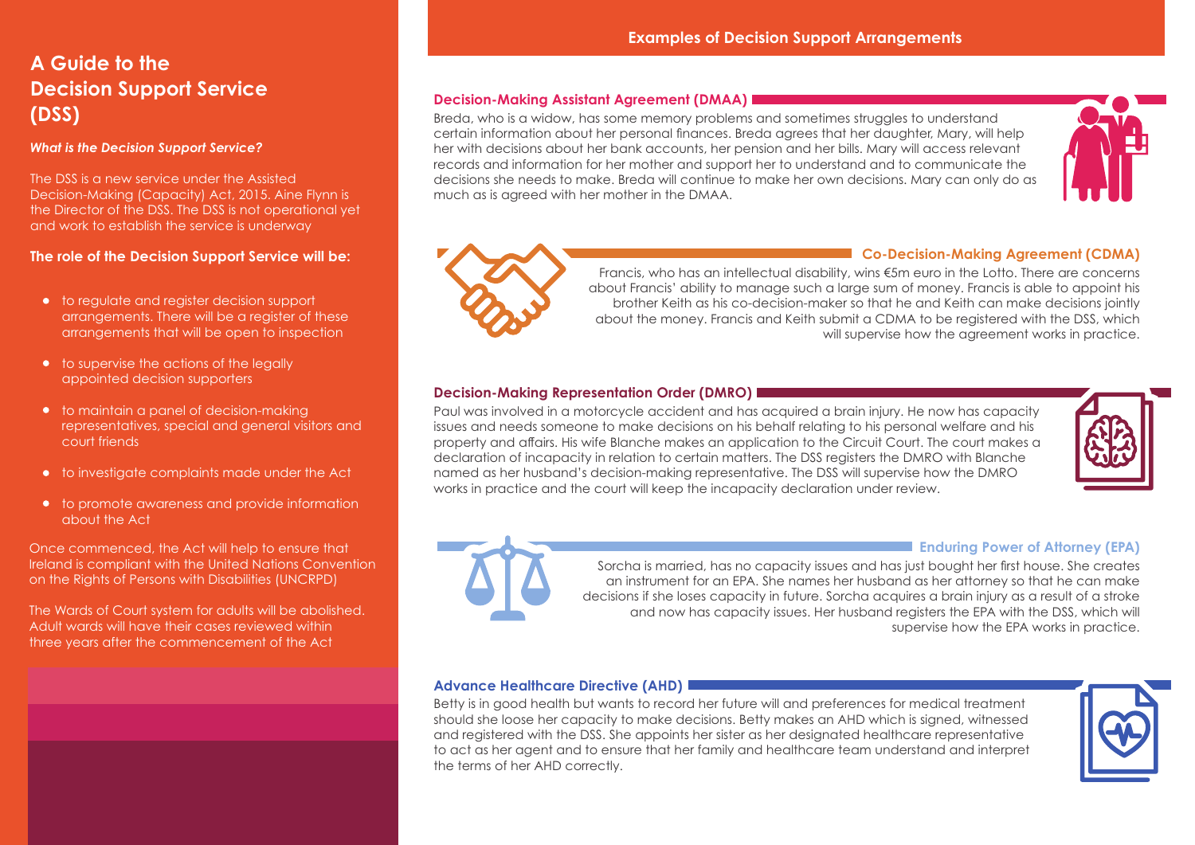# A Guide to the Decision Support Service (DSS)

***What is the Decision Support Service?***

The DSS is a new service under the Assisted Decision-Making (Capacity) Act, 2015. Aine Flynn is the Director of the DSS. The DSS is not operational yet and work to establish the service is underway

**The role of the Decision Support Service will be:**

- to regulate and register decision support arrangements. There will be a register of these arrangements that will be open to inspection
- to supervise the actions of the legally appointed decision supporters
- to maintain a panel of decision-making representatives, special and general visitors and court friends
- to investigate complaints made under the Act
- to promote awareness and provide information about the Act

Once commenced, the Act will help to ensure that Ireland is compliant with the United Nations Convention on the Rights of Persons with Disabilities (UNCRPD)

The Wards of Court system for adults will be abolished. Adult wards will have their cases reviewed within three years after the commencement of the Act

## Examples of Decision Support Arrangements

### Decision-Making Assistant Agreement (DMAA)

Breda, who is a widow, has some memory problems and sometimes struggles to understand certain information about her personal finances. Breda agrees that her daughter, Mary, will help her with decisions about her bank accounts, her pension and her bills. Mary will access relevant records and information for her mother and support her to understand and to communicate the decisions she needs to make. Breda will continue to make her own decisions. Mary can only do as much as is agreed with her mother in the DMAA.

### Co-Decision-Making Agreement (CDMA)

Francis, who has an intellectual disability, wins €5m euro in the Lotto. There are concerns about Francis' ability to manage such a large sum of money. Francis is able to appoint his brother Keith as his co-decision-maker so that he and Keith can make decisions jointly about the money. Francis and Keith submit a CDMA to be registered with the DSS, which will supervise how the agreement works in practice.

### Decision-Making Representation Order (DMRO)

Paul was involved in a motorcycle accident and has acquired a brain injury. He now has capacity issues and needs someone to make decisions on his behalf relating to his personal welfare and his property and affairs. His wife Blanche makes an application to the Circuit Court. The court makes a declaration of incapacity in relation to certain matters. The DSS registers the DMRO with Blanche named as her husband's decision-making representative. The DSS will supervise how the DMRO works in practice and the court will keep the incapacity declaration under review.

### Enduring Power of Attorney (EPA)

Sorcha is married, has no capacity issues and has just bought her first house. She creates an instrument for an EPA. She names her husband as her attorney so that he can make decisions if she loses capacity in future. Sorcha acquires a brain injury as a result of a stroke and now has capacity issues. Her husband registers the EPA with the DSS, which will supervise how the EPA works in practice.

### Advance Healthcare Directive (AHD)

Betty is in good health but wants to record her future will and preferences for medical treatment should she loose her capacity to make decisions. Betty makes an AHD which is signed, witnessed and registered with the DSS. She appoints her sister as her designated healthcare representative to act as her agent and to ensure that her family and healthcare team understand and interpret the terms of her AHD correctly.